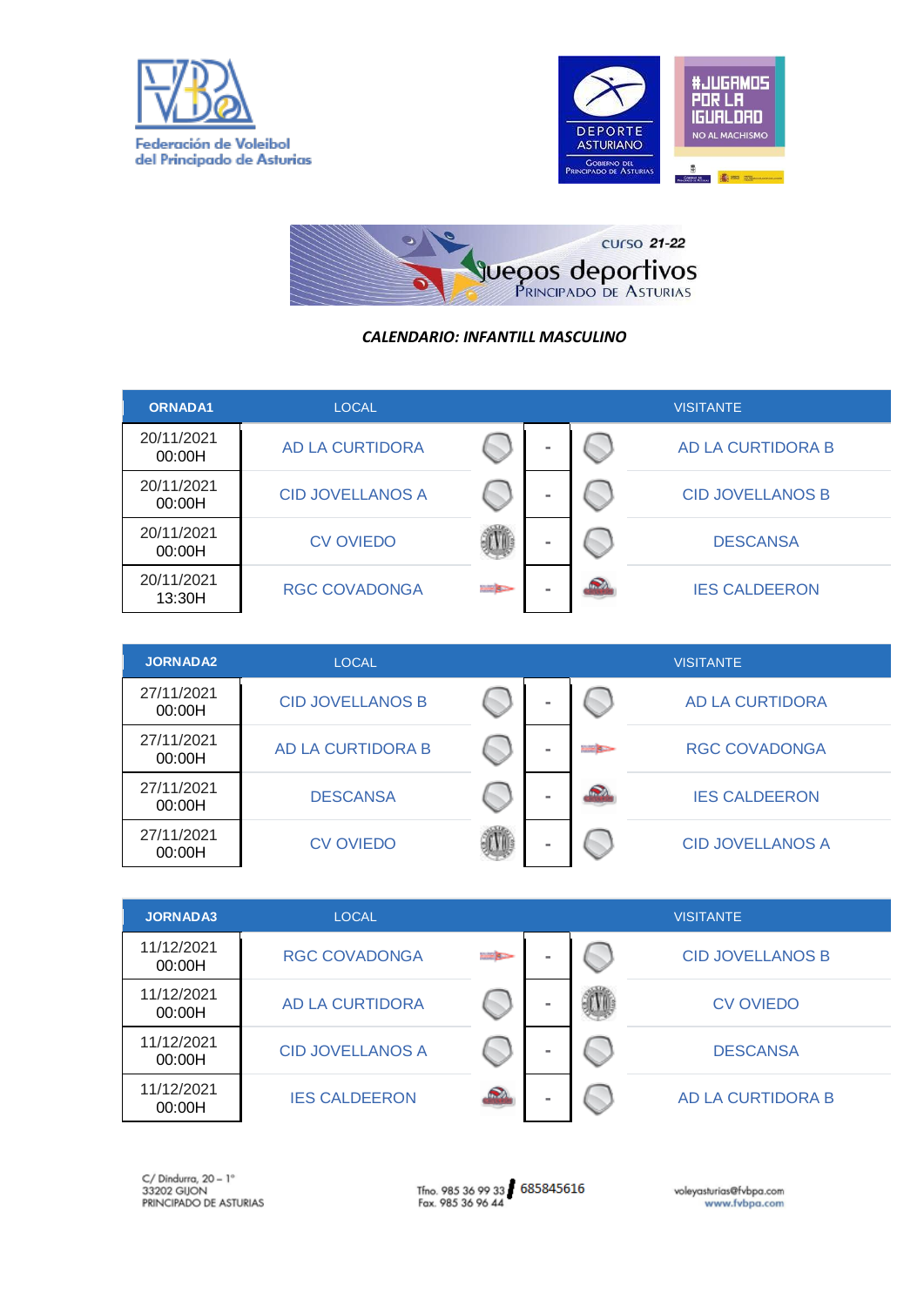Federación de Voleibol del Principado de Asturias

DEPORTE ASTURIANO — Gobierno del Principado de Asturias

#JUGAMOS POR LA IGUALDAD — NO AL MACHISMO

curso 21-22 juegos deportivos Principado de Asturias

***CALENDARIO: INFANTILL MASCULINO***

| ORNADA1 | LOCAL | | VISITANTE |
|---|---|---|---|
| 20/11/2021 00:00H | AD LA CURTIDORA | - | AD LA CURTIDORA B |
| 20/11/2021 00:00H | CID JOVELLANOS A | - | CID JOVELLANOS B |
| 20/11/2021 00:00H | CV OVIEDO | - | DESCANSA |
| 20/11/2021 13:30H | RGC COVADONGA | - | IES CALDEERON |

| JORNADA2 | LOCAL | | VISITANTE |
|---|---|---|---|
| 27/11/2021 00:00H | CID JOVELLANOS B | - | AD LA CURTIDORA |
| 27/11/2021 00:00H | AD LA CURTIDORA B | - | RGC COVADONGA |
| 27/11/2021 00:00H | DESCANSA | - | IES CALDEERON |
| 27/11/2021 00:00H | CV OVIEDO | - | CID JOVELLANOS A |

| JORNADA3 | LOCAL | | VISITANTE |
|---|---|---|---|
| 11/12/2021 00:00H | RGC COVADONGA | - | CID JOVELLANOS B |
| 11/12/2021 00:00H | AD LA CURTIDORA | - | CV OVIEDO |
| 11/12/2021 00:00H | CID JOVELLANOS A | - | DESCANSA |
| 11/12/2021 00:00H | IES CALDEERON | - | AD LA CURTIDORA B |

C/ Dindurra, 20 – 1°
33202 GIJON
PRINCIPADO DE ASTURIAS

Tfno. 985 36 99 33 / 685845616
Fax. 985 36 96 44

voleyasturias@fvbpa.com
www.fvbpa.com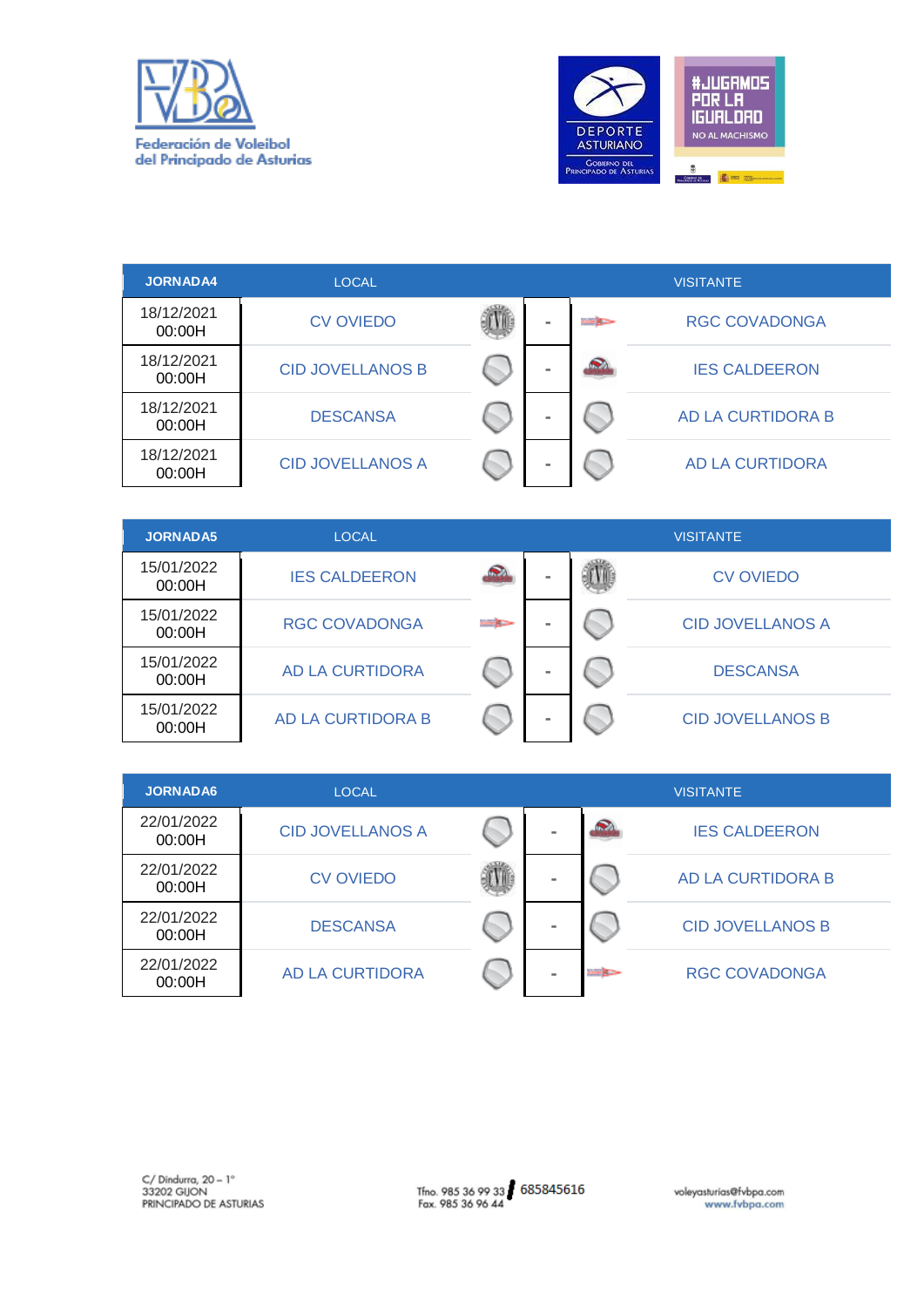Federación de Voleibol del Principado de Asturias

| JORNADA4 | LOCAL | | VISITANTE |
|---|---|---|---|
| 18/12/2021 00:00H | CV OVIEDO | - | RGC COVADONGA |
| 18/12/2021 00:00H | CID JOVELLANOS B | - | IES CALDEERON |
| 18/12/2021 00:00H | DESCANSA | - | AD LA CURTIDORA B |
| 18/12/2021 00:00H | CID JOVELLANOS A | - | AD LA CURTIDORA |

| JORNADA5 | LOCAL | | VISITANTE |
|---|---|---|---|
| 15/01/2022 00:00H | IES CALDEERON | - | CV OVIEDO |
| 15/01/2022 00:00H | RGC COVADONGA | - | CID JOVELLANOS A |
| 15/01/2022 00:00H | AD LA CURTIDORA | - | DESCANSA |
| 15/01/2022 00:00H | AD LA CURTIDORA B | - | CID JOVELLANOS B |

| JORNADA6 | LOCAL | | VISITANTE |
|---|---|---|---|
| 22/01/2022 00:00H | CID JOVELLANOS A | - | IES CALDEERON |
| 22/01/2022 00:00H | CV OVIEDO | - | AD LA CURTIDORA B |
| 22/01/2022 00:00H | DESCANSA | - | CID JOVELLANOS B |
| 22/01/2022 00:00H | AD LA CURTIDORA | - | RGC COVADONGA |

C/ Dindurra, 20 – 1°
33202 GIJON
PRINCIPADO DE ASTURIAS

Tfno. 985 36 99 33 / 685845616
Fax. 985 36 96 44

voleyasturias@fvbpa.com
www.fvbpa.com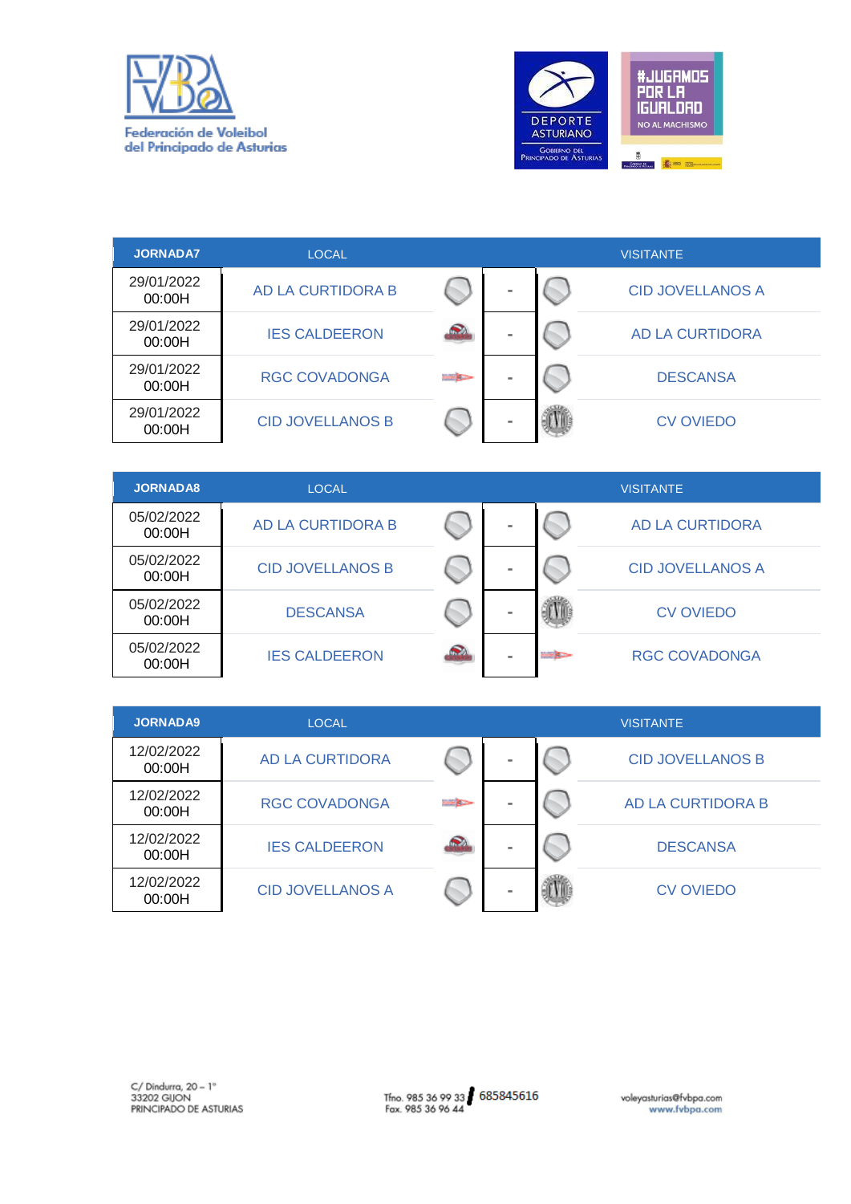| JORNADA7 | LOCAL | | VISITANTE |
|---|---|---|---|
| 29/01/2022 00:00H | AD LA CURTIDORA B | - | CID JOVELLANOS A |
| 29/01/2022 00:00H | IES CALDEERON | - | AD LA CURTIDORA |
| 29/01/2022 00:00H | RGC COVADONGA | - | DESCANSA |
| 29/01/2022 00:00H | CID JOVELLANOS B | - | CV OVIEDO |

| JORNADA8 | LOCAL | | VISITANTE |
|---|---|---|---|
| 05/02/2022 00:00H | AD LA CURTIDORA B | - | AD LA CURTIDORA |
| 05/02/2022 00:00H | CID JOVELLANOS B | - | CID JOVELLANOS A |
| 05/02/2022 00:00H | DESCANSA | - | CV OVIEDO |
| 05/02/2022 00:00H | IES CALDEERON | - | RGC COVADONGA |

| JORNADA9 | LOCAL | | VISITANTE |
|---|---|---|---|
| 12/02/2022 00:00H | AD LA CURTIDORA | - | CID JOVELLANOS B |
| 12/02/2022 00:00H | RGC COVADONGA | - | AD LA CURTIDORA B |
| 12/02/2022 00:00H | IES CALDEERON | - | DESCANSA |
| 12/02/2022 00:00H | CID JOVELLANOS A | - | CV OVIEDO |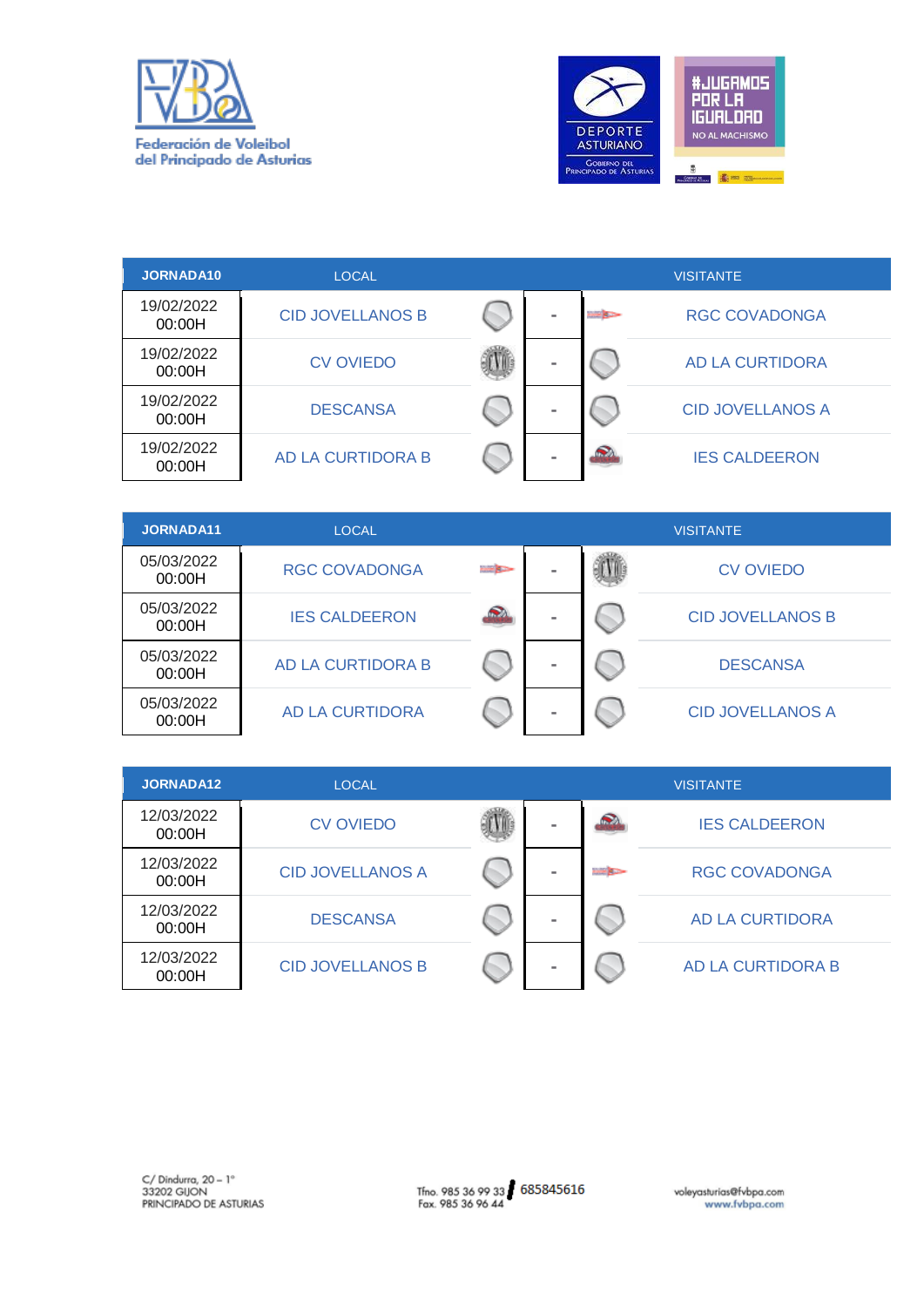| JORNADA10 | LOCAL | | | VISITANTE |
|---|---|---|---|---|
| 19/02/2022 00:00H | CID JOVELLANOS B | | - | RGC COVADONGA |
| 19/02/2022 00:00H | CV OVIEDO | | - | AD LA CURTIDORA |
| 19/02/2022 00:00H | DESCANSA | | - | CID JOVELLANOS A |
| 19/02/2022 00:00H | AD LA CURTIDORA B | | - | IES CALDEERON |

| JORNADA11 | LOCAL | | | VISITANTE |
|---|---|---|---|---|
| 05/03/2022 00:00H | RGC COVADONGA | | - | CV OVIEDO |
| 05/03/2022 00:00H | IES CALDEERON | | - | CID JOVELLANOS B |
| 05/03/2022 00:00H | AD LA CURTIDORA B | | - | DESCANSA |
| 05/03/2022 00:00H | AD LA CURTIDORA | | - | CID JOVELLANOS A |

| JORNADA12 | LOCAL | | | VISITANTE |
|---|---|---|---|---|
| 12/03/2022 00:00H | CV OVIEDO | | - | IES CALDEERON |
| 12/03/2022 00:00H | CID JOVELLANOS A | | - | RGC COVADONGA |
| 12/03/2022 00:00H | DESCANSA | | - | AD LA CURTIDORA |
| 12/03/2022 00:00H | CID JOVELLANOS B | | - | AD LA CURTIDORA B |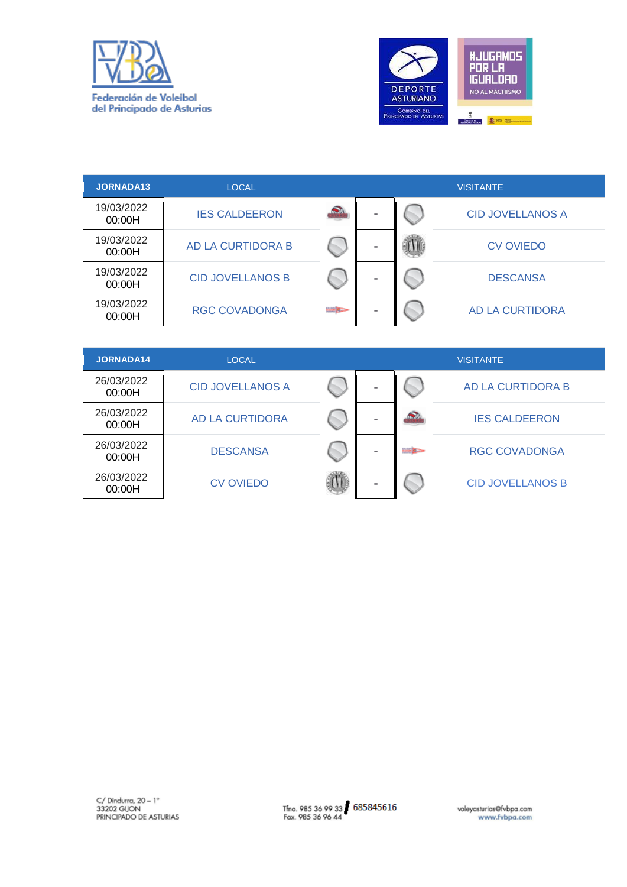| JORNADA13 | LOCAL | | VISITANTE |
|---|---|---|---|
| 19/03/2022 00:00H | IES CALDEERON | - | CID JOVELLANOS A |
| 19/03/2022 00:00H | AD LA CURTIDORA B | - | CV OVIEDO |
| 19/03/2022 00:00H | CID JOVELLANOS B | - | DESCANSA |
| 19/03/2022 00:00H | RGC COVADONGA | - | AD LA CURTIDORA |

| JORNADA14 | LOCAL | | VISITANTE |
|---|---|---|---|
| 26/03/2022 00:00H | CID JOVELLANOS A | - | AD LA CURTIDORA B |
| 26/03/2022 00:00H | AD LA CURTIDORA | - | IES CALDEERON |
| 26/03/2022 00:00H | DESCANSA | - | RGC COVADONGA |
| 26/03/2022 00:00H | CV OVIEDO | - | CID JOVELLANOS B |